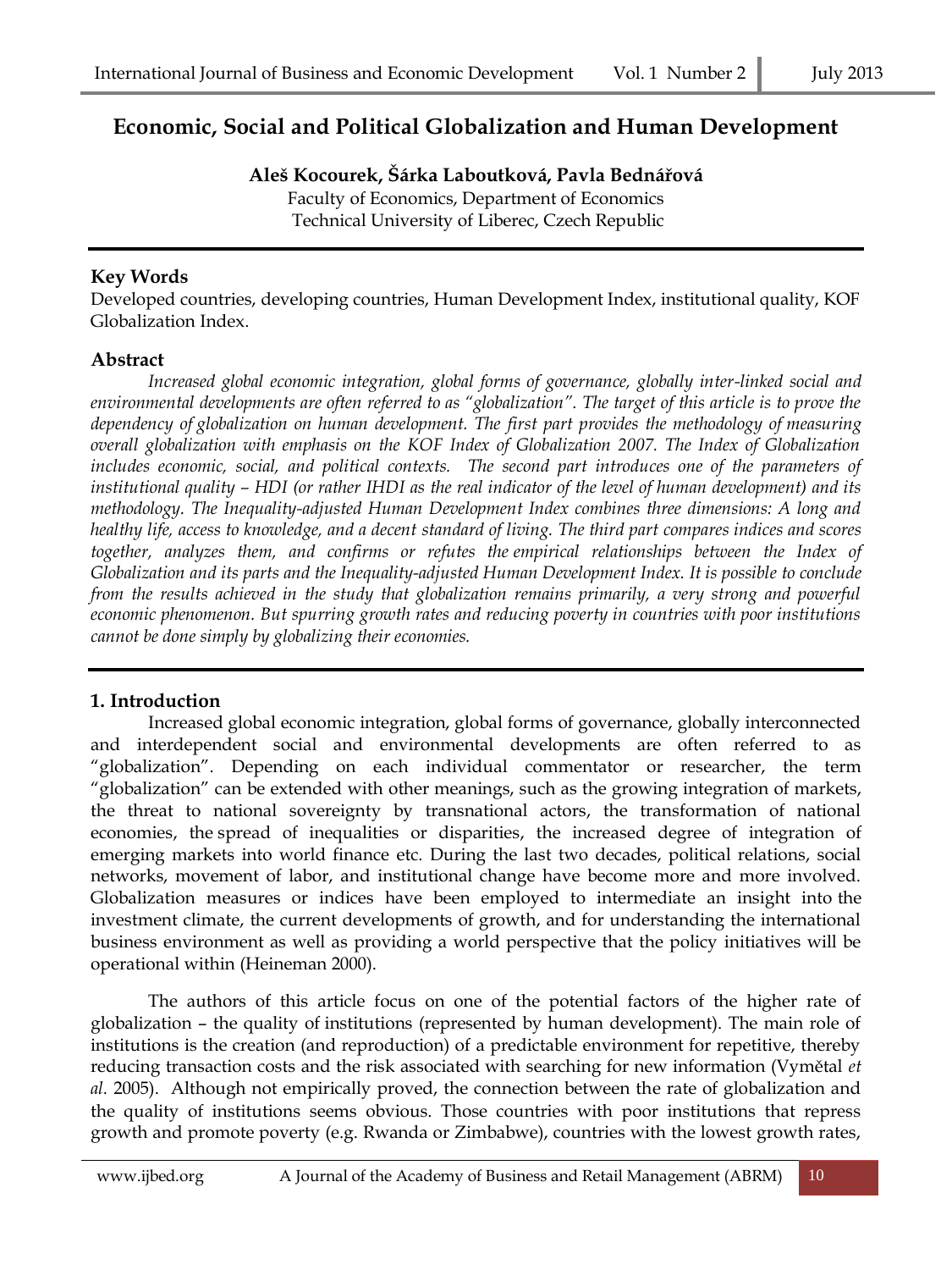# Economic, Social and Political Globalization and Human Development

**Aleš Kocourek, Šárka Laboutková, Pavla Bednářová**

Faculty of Economics, Department of Economics
Technical University of Liberec, Czech Republic

## Key Words

Developed countries, developing countries, Human Development Index, institutional quality, KOF Globalization Index.

## Abstract

*Increased global economic integration, global forms of governance, globally inter-linked social and environmental developments are often referred to as "globalization". The target of this article is to prove the dependency of globalization on human development. The first part provides the methodology of measuring overall globalization with emphasis on the KOF Index of Globalization 2007. The Index of Globalization includes economic, social, and political contexts. The second part introduces one of the parameters of institutional quality – HDI (or rather IHDI as the real indicator of the level of human development) and its methodology. The Inequality-adjusted Human Development Index combines three dimensions: A long and healthy life, access to knowledge, and a decent standard of living. The third part compares indices and scores together, analyzes them, and confirms or refutes the empirical relationships between the Index of Globalization and its parts and the Inequality-adjusted Human Development Index. It is possible to conclude from the results achieved in the study that globalization remains primarily, a very strong and powerful economic phenomenon. But spurring growth rates and reducing poverty in countries with poor institutions cannot be done simply by globalizing their economies.*

## 1. Introduction

Increased global economic integration, global forms of governance, globally interconnected and interdependent social and environmental developments are often referred to as "globalization". Depending on each individual commentator or researcher, the term "globalization" can be extended with other meanings, such as the growing integration of markets, the threat to national sovereignty by transnational actors, the transformation of national economies, the spread of inequalities or disparities, the increased degree of integration of emerging markets into world finance etc. During the last two decades, political relations, social networks, movement of labor, and institutional change have become more and more involved. Globalization measures or indices have been employed to intermediate an insight into the investment climate, the current developments of growth, and for understanding the international business environment as well as providing a world perspective that the policy initiatives will be operational within (Heineman 2000).

The authors of this article focus on one of the potential factors of the higher rate of globalization – the quality of institutions (represented by human development). The main role of institutions is the creation (and reproduction) of a predictable environment for repetitive, thereby reducing transaction costs and the risk associated with searching for new information (Vymětal *et al*. 2005). Although not empirically proved, the connection between the rate of globalization and the quality of institutions seems obvious. Those countries with poor institutions that repress growth and promote poverty (e.g. Rwanda or Zimbabwe), countries with the lowest growth rates,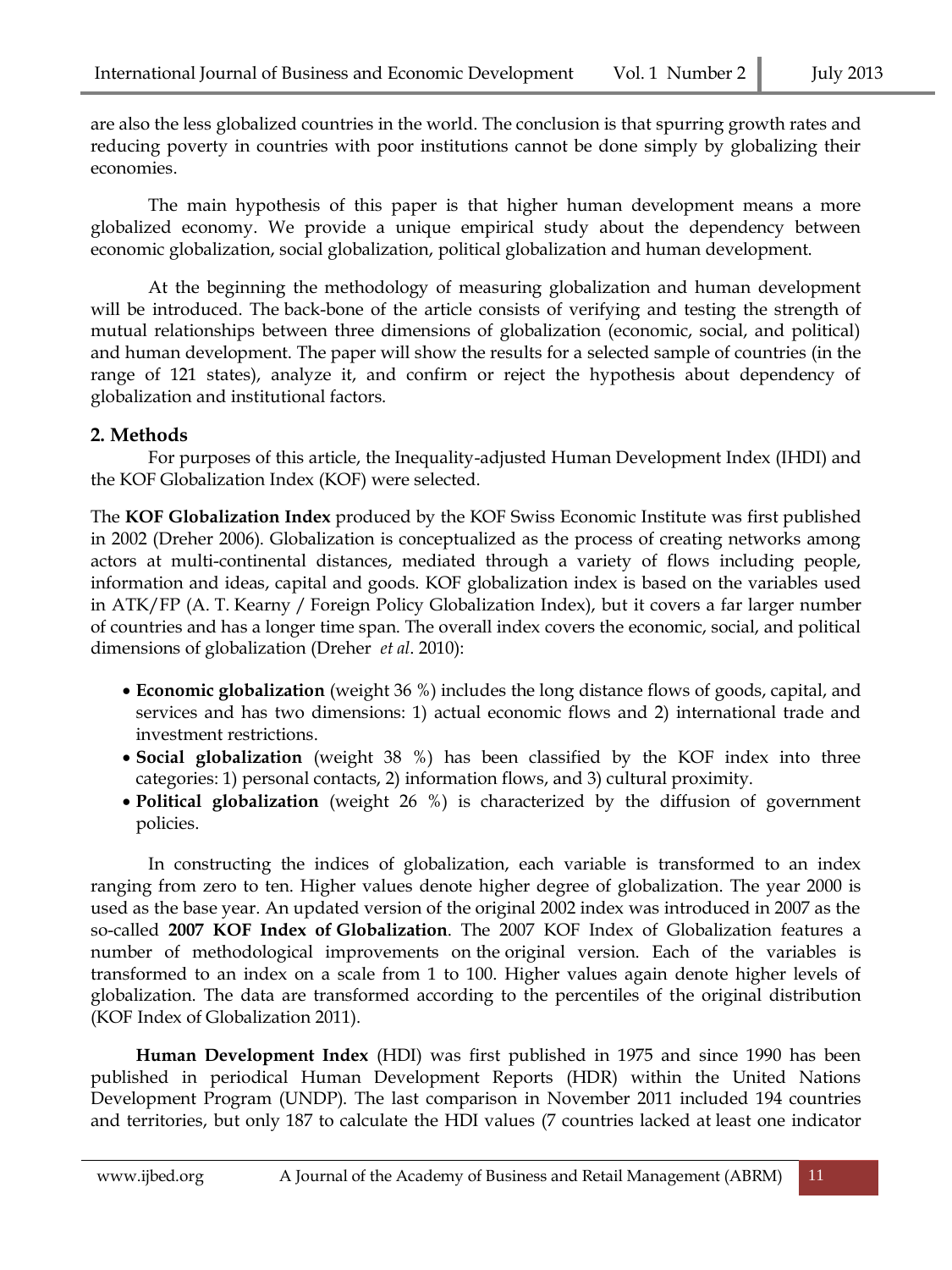are also the less globalized countries in the world. The conclusion is that spurring growth rates and reducing poverty in countries with poor institutions cannot be done simply by globalizing their economies.

The main hypothesis of this paper is that higher human development means a more globalized economy. We provide a unique empirical study about the dependency between economic globalization, social globalization, political globalization and human development.

At the beginning the methodology of measuring globalization and human development will be introduced. The back-bone of the article consists of verifying and testing the strength of mutual relationships between three dimensions of globalization (economic, social, and political) and human development. The paper will show the results for a selected sample of countries (in the range of 121 states), analyze it, and confirm or reject the hypothesis about dependency of globalization and institutional factors.

## 2. Methods

For purposes of this article, the Inequality-adjusted Human Development Index (IHDI) and the KOF Globalization Index (KOF) were selected.

The **KOF Globalization Index** produced by the KOF Swiss Economic Institute was first published in 2002 (Dreher 2006). Globalization is conceptualized as the process of creating networks among actors at multi-continental distances, mediated through a variety of flows including people, information and ideas, capital and goods. KOF globalization index is based on the variables used in ATK/FP (A. T. Kearny / Foreign Policy Globalization Index), but it covers a far larger number of countries and has a longer time span. The overall index covers the economic, social, and political dimensions of globalization (Dreher *et al*. 2010):

- **Economic globalization** (weight 36 %) includes the long distance flows of goods, capital, and services and has two dimensions: 1) actual economic flows and 2) international trade and investment restrictions.
- **Social globalization** (weight 38 %) has been classified by the KOF index into three categories: 1) personal contacts, 2) information flows, and 3) cultural proximity.
- **Political globalization** (weight 26 %) is characterized by the diffusion of government policies.

In constructing the indices of globalization, each variable is transformed to an index ranging from zero to ten. Higher values denote higher degree of globalization. The year 2000 is used as the base year. An updated version of the original 2002 index was introduced in 2007 as the so-called **2007 KOF Index of Globalization**. The 2007 KOF Index of Globalization features a number of methodological improvements on the original version. Each of the variables is transformed to an index on a scale from 1 to 100. Higher values again denote higher levels of globalization. The data are transformed according to the percentiles of the original distribution (KOF Index of Globalization 2011).

**Human Development Index** (HDI) was first published in 1975 and since 1990 has been published in periodical Human Development Reports (HDR) within the United Nations Development Program (UNDP). The last comparison in November 2011 included 194 countries and territories, but only 187 to calculate the HDI values (7 countries lacked at least one indicator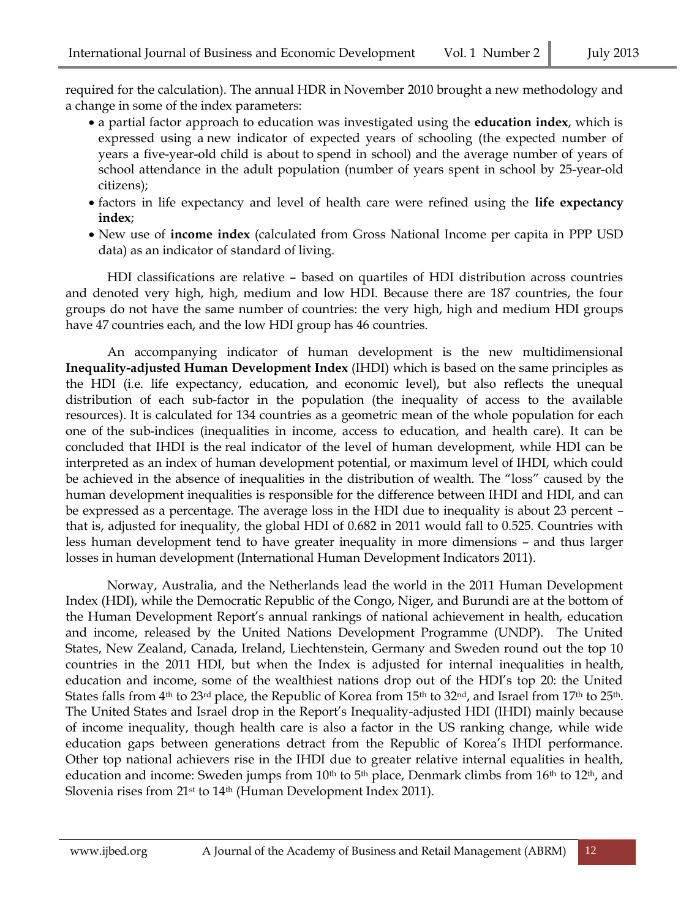required for the calculation). The annual HDR in November 2010 brought a new methodology and a change in some of the index parameters:

- a partial factor approach to education was investigated using the **education index**, which is expressed using a new indicator of expected years of schooling (the expected number of years a five-year-old child is about to spend in school) and the average number of years of school attendance in the adult population (number of years spent in school by 25-year-old citizens);
- factors in life expectancy and level of health care were refined using the **life expectancy index**;
- New use of **income index** (calculated from Gross National Income per capita in PPP USD data) as an indicator of standard of living.

HDI classifications are relative – based on quartiles of HDI distribution across countries and denoted very high, high, medium and low HDI. Because there are 187 countries, the four groups do not have the same number of countries: the very high, high and medium HDI groups have 47 countries each, and the low HDI group has 46 countries.

An accompanying indicator of human development is the new multidimensional **Inequality-adjusted Human Development Index** (IHDI) which is based on the same principles as the HDI (i.e. life expectancy, education, and economic level), but also reflects the unequal distribution of each sub-factor in the population (the inequality of access to the available resources). It is calculated for 134 countries as a geometric mean of the whole population for each one of the sub-indices (inequalities in income, access to education, and health care). It can be concluded that IHDI is the real indicator of the level of human development, while HDI can be interpreted as an index of human development potential, or maximum level of IHDI, which could be achieved in the absence of inequalities in the distribution of wealth. The "loss" caused by the human development inequalities is responsible for the difference between IHDI and HDI, and can be expressed as a percentage. The average loss in the HDI due to inequality is about 23 percent – that is, adjusted for inequality, the global HDI of 0.682 in 2011 would fall to 0.525. Countries with less human development tend to have greater inequality in more dimensions – and thus larger losses in human development (International Human Development Indicators 2011).

Norway, Australia, and the Netherlands lead the world in the 2011 Human Development Index (HDI), while the Democratic Republic of the Congo, Niger, and Burundi are at the bottom of the Human Development Report's annual rankings of national achievement in health, education and income, released by the United Nations Development Programme (UNDP). The United States, New Zealand, Canada, Ireland, Liechtenstein, Germany and Sweden round out the top 10 countries in the 2011 HDI, but when the Index is adjusted for internal inequalities in health, education and income, some of the wealthiest nations drop out of the HDI's top 20: the United States falls from 4th to 23rd place, the Republic of Korea from 15th to 32nd, and Israel from 17th to 25th. The United States and Israel drop in the Report's Inequality-adjusted HDI (IHDI) mainly because of income inequality, though health care is also a factor in the US ranking change, while wide education gaps between generations detract from the Republic of Korea's IHDI performance. Other top national achievers rise in the IHDI due to greater relative internal equalities in health, education and income: Sweden jumps from 10th to 5th place, Denmark climbs from 16th to 12th, and Slovenia rises from 21st to 14th (Human Development Index 2011).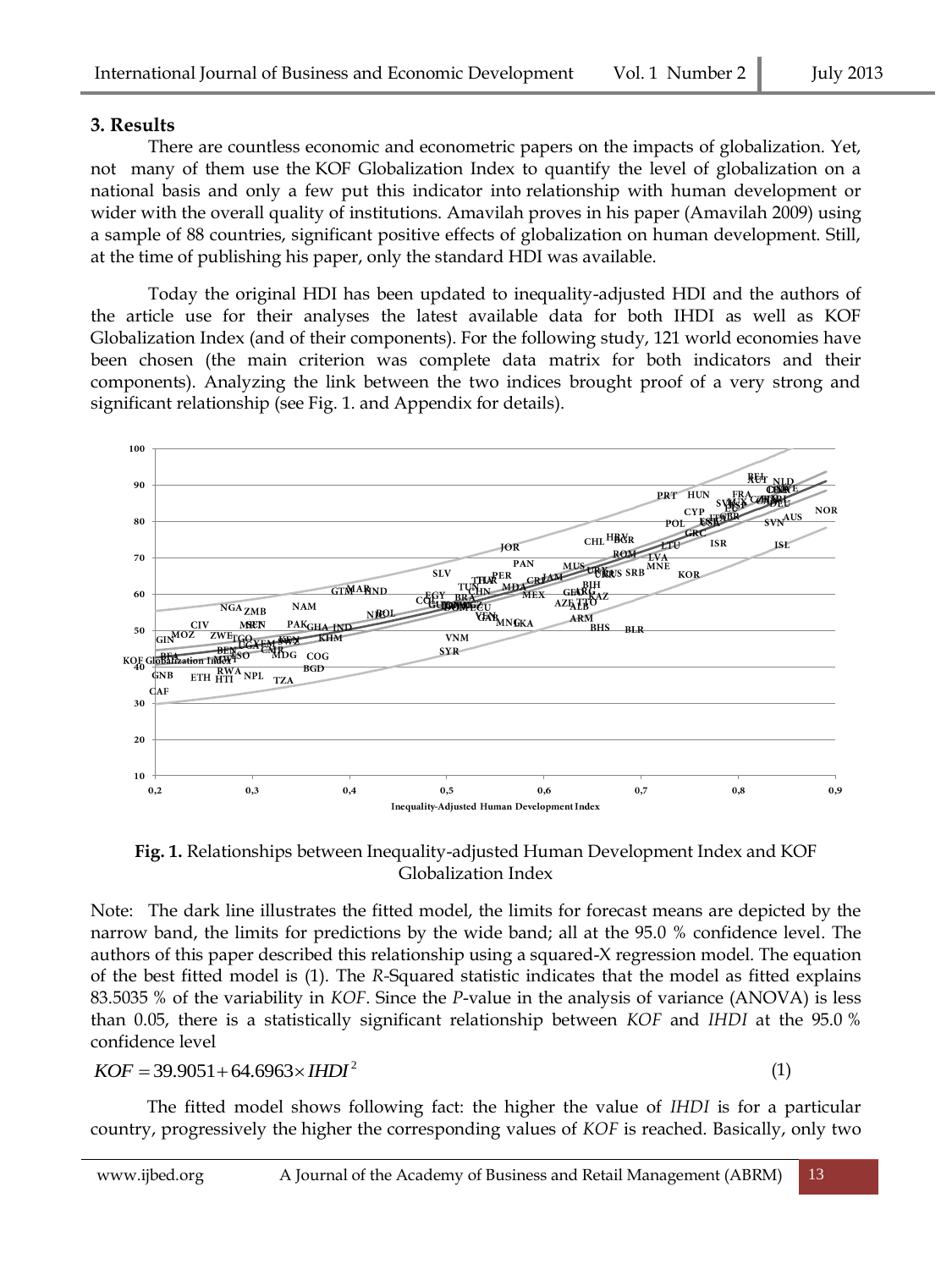## 3. Results

There are countless economic and econometric papers on the impacts of globalization. Yet, not many of them use the KOF Globalization Index to quantify the level of globalization on a national basis and only a few put this indicator into relationship with human development or wider with the overall quality of institutions. Amavilah proves in his paper (Amavilah 2009) using a sample of 88 countries, significant positive effects of globalization on human development. Still, at the time of publishing his paper, only the standard HDI was available.

Today the original HDI has been updated to inequality-adjusted HDI and the authors of the article use for their analyses the latest available data for both IHDI as well as KOF Globalization Index (and of their components). For the following study, 121 world economies have been chosen (the main criterion was complete data matrix for both indicators and their components). Analyzing the link between the two indices brought proof of a very strong and significant relationship (see Fig. 1. and Appendix for details).

**Fig. 1.** Relationships between Inequality-adjusted Human Development Index and KOF Globalization Index

Note: The dark line illustrates the fitted model, the limits for forecast means are depicted by the narrow band, the limits for predictions by the wide band; all at the 95.0 % confidence level. The authors of this paper described this relationship using a squared-X regression model. The equation of the best fitted model is (1). The *R*-Squared statistic indicates that the model as fitted explains 83.5035 % of the variability in *KOF*. Since the *P*-value in the analysis of variance (ANOVA) is less than 0.05, there is a statistically significant relationship between *KOF* and *IHDI* at the 95.0 % confidence level

$$KOF = 39.9051 + 64.6963 \times IHDI^2 \qquad (1)$$

The fitted model shows following fact: the higher the value of *IHDI* is for a particular country, progressively the higher the corresponding values of *KOF* is reached. Basically, only two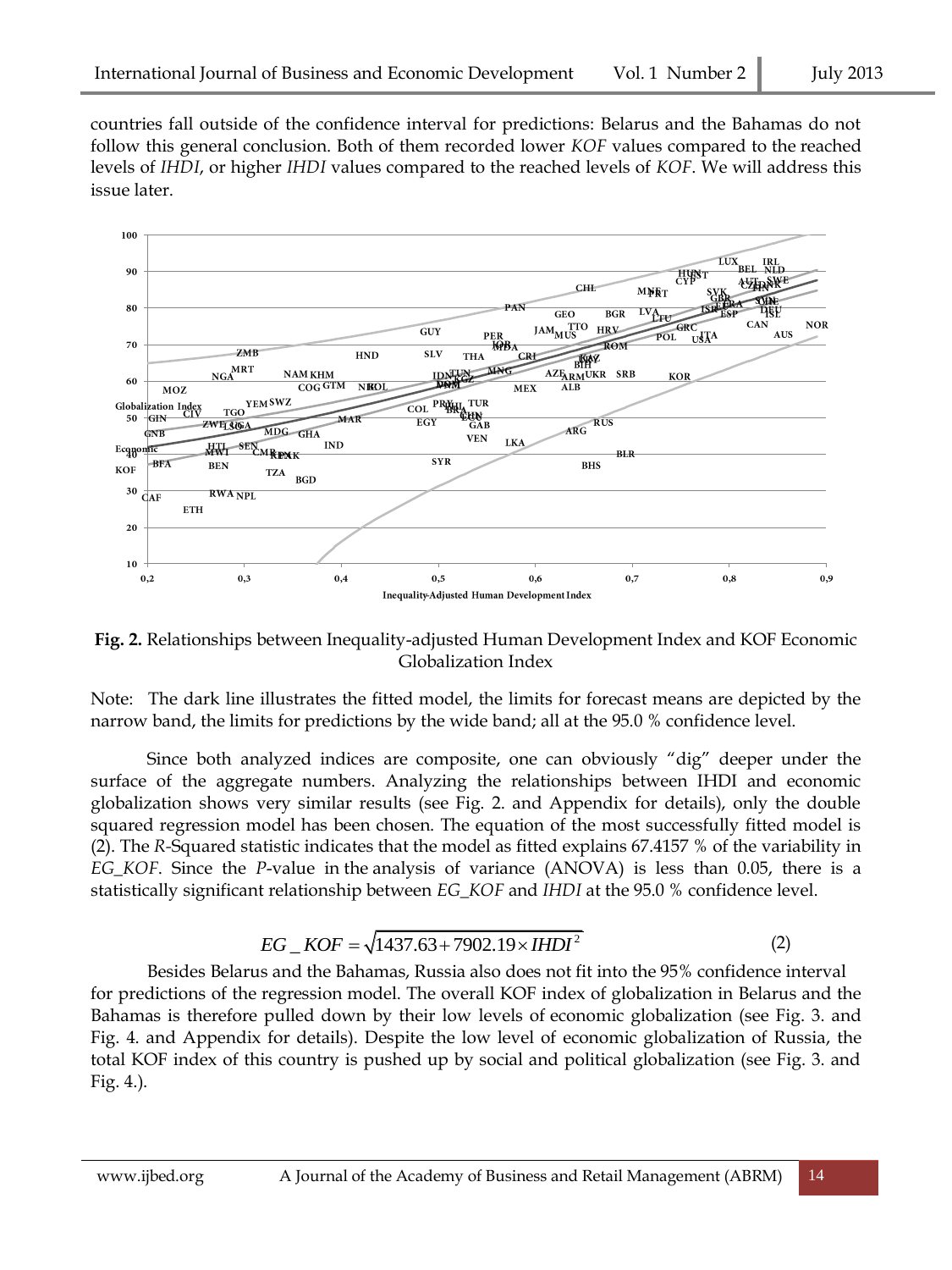countries fall outside of the confidence interval for predictions: Belarus and the Bahamas do not follow this general conclusion. Both of them recorded lower *KOF* values compared to the reached levels of *IHDI*, or higher *IHDI* values compared to the reached levels of *KOF*. We will address this issue later.

**Fig. 2.** Relationships between Inequality-adjusted Human Development Index and KOF Economic Globalization Index

Note: The dark line illustrates the fitted model, the limits for forecast means are depicted by the narrow band, the limits for predictions by the wide band; all at the 95.0 % confidence level.

Since both analyzed indices are composite, one can obviously "dig" deeper under the surface of the aggregate numbers. Analyzing the relationships between IHDI and economic globalization shows very similar results (see Fig. 2. and Appendix for details), only the double squared regression model has been chosen. The equation of the most successfully fitted model is (2). The *R*-Squared statistic indicates that the model as fitted explains 67.4157 % of the variability in *EG_KOF*. Since the *P*-value in the analysis of variance (ANOVA) is less than 0.05, there is a statistically significant relationship between *EG_KOF* and *IHDI* at the 95.0 % confidence level.

$$EG\_KOF = \sqrt{1437.63 + 7902.19 \times IHDI^2} \tag{2}$$

Besides Belarus and the Bahamas, Russia also does not fit into the 95% confidence interval for predictions of the regression model. The overall KOF index of globalization in Belarus and the Bahamas is therefore pulled down by their low levels of economic globalization (see Fig. 3. and Fig. 4. and Appendix for details). Despite the low level of economic globalization of Russia, the total KOF index of this country is pushed up by social and political globalization (see Fig. 3. and Fig. 4.).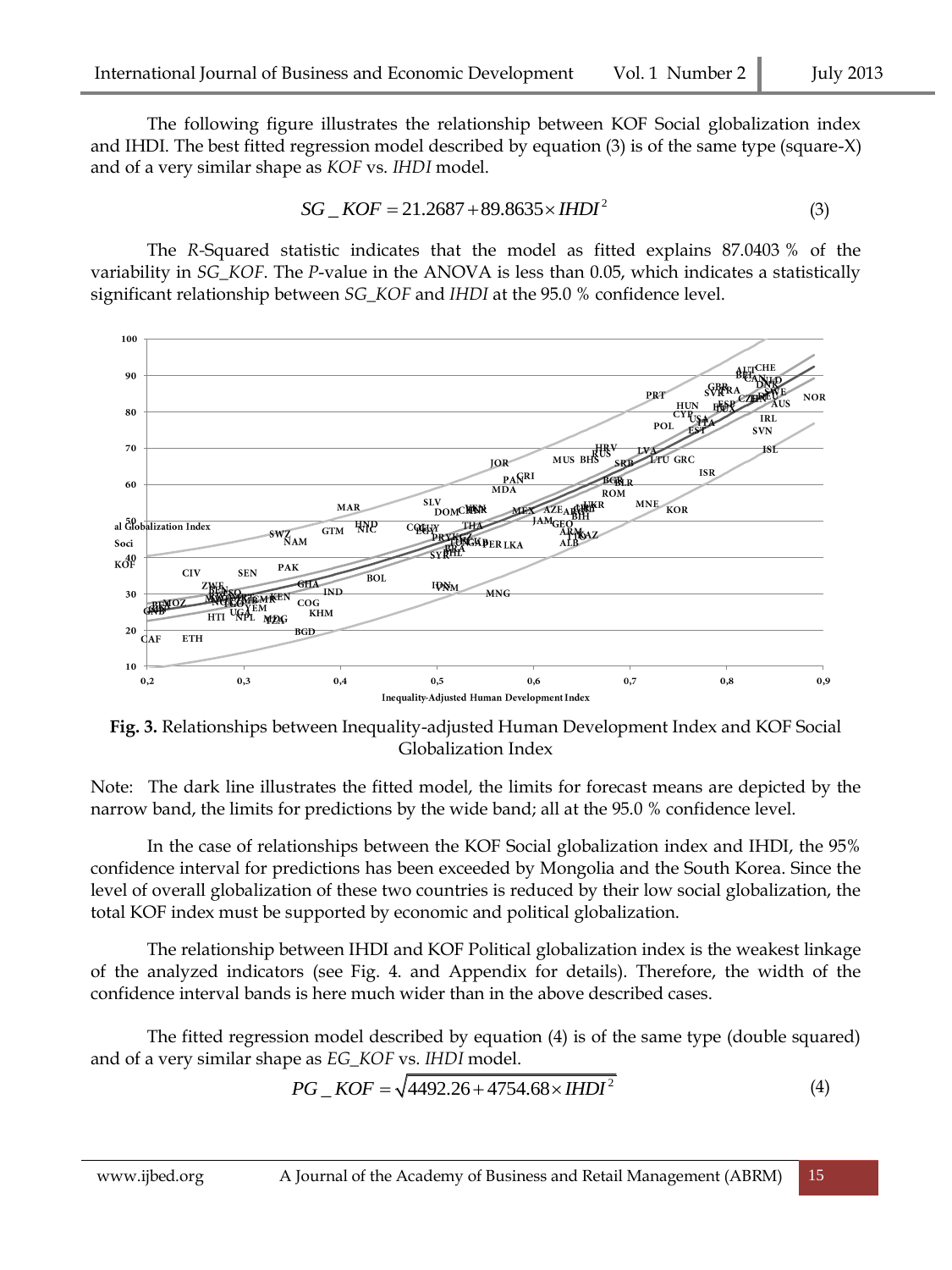The following figure illustrates the relationship between KOF Social globalization index and IHDI. The best fitted regression model described by equation (3) is of the same type (square-X) and of a very similar shape as *KOF* vs. *IHDI* model.

$$SG\_KOF = 21.2687 + 89.8635 \times IHDI^2 \tag{3}$$

The *R*-Squared statistic indicates that the model as fitted explains 87.0403 % of the variability in *SG_KOF*. The *P*-value in the ANOVA is less than 0.05, which indicates a statistically significant relationship between *SG_KOF* and *IHDI* at the 95.0 % confidence level.

**Fig. 3.** Relationships between Inequality-adjusted Human Development Index and KOF Social Globalization Index

Note: The dark line illustrates the fitted model, the limits for forecast means are depicted by the narrow band, the limits for predictions by the wide band; all at the 95.0 % confidence level.

In the case of relationships between the KOF Social globalization index and IHDI, the 95% confidence interval for predictions has been exceeded by Mongolia and the South Korea. Since the level of overall globalization of these two countries is reduced by their low social globalization, the total KOF index must be supported by economic and political globalization.

The relationship between IHDI and KOF Political globalization index is the weakest linkage of the analyzed indicators (see Fig. 4. and Appendix for details). Therefore, the width of the confidence interval bands is here much wider than in the above described cases.

The fitted regression model described by equation (4) is of the same type (double squared) and of a very similar shape as *EG_KOF* vs. *IHDI* model.

$$PG\_KOF = \sqrt{4492.26 + 4754.68 \times IHDI^2} \tag{4}$$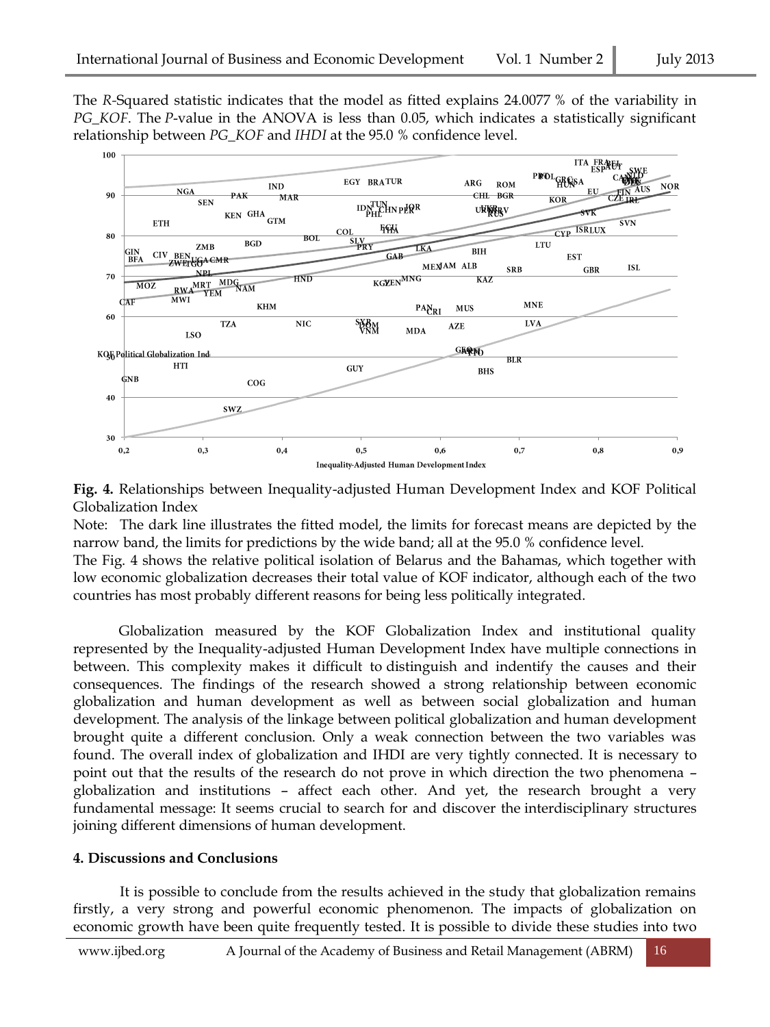The *R*-Squared statistic indicates that the model as fitted explains 24.0077 % of the variability in *PG_KOF*. The *P*-value in the ANOVA is less than 0.05, which indicates a statistically significant relationship between *PG_KOF* and *IHDI* at the 95.0 % confidence level.

**Fig. 4.** Relationships between Inequality-adjusted Human Development Index and KOF Political Globalization Index

Note: The dark line illustrates the fitted model, the limits for forecast means are depicted by the narrow band, the limits for predictions by the wide band; all at the 95.0 % confidence level.

The Fig. 4 shows the relative political isolation of Belarus and the Bahamas, which together with low economic globalization decreases their total value of KOF indicator, although each of the two countries has most probably different reasons for being less politically integrated.

Globalization measured by the KOF Globalization Index and institutional quality represented by the Inequality-adjusted Human Development Index have multiple connections in between. This complexity makes it difficult to distinguish and indentify the causes and their consequences. The findings of the research showed a strong relationship between economic globalization and human development as well as between social globalization and human development. The analysis of the linkage between political globalization and human development brought quite a different conclusion. Only a weak connection between the two variables was found. The overall index of globalization and IHDI are very tightly connected. It is necessary to point out that the results of the research do not prove in which direction the two phenomena – globalization and institutions – affect each other. And yet, the research brought a very fundamental message: It seems crucial to search for and discover the interdisciplinary structures joining different dimensions of human development.

## 4. Discussions and Conclusions

It is possible to conclude from the results achieved in the study that globalization remains firstly, a very strong and powerful economic phenomenon. The impacts of globalization on economic growth have been quite frequently tested. It is possible to divide these studies into two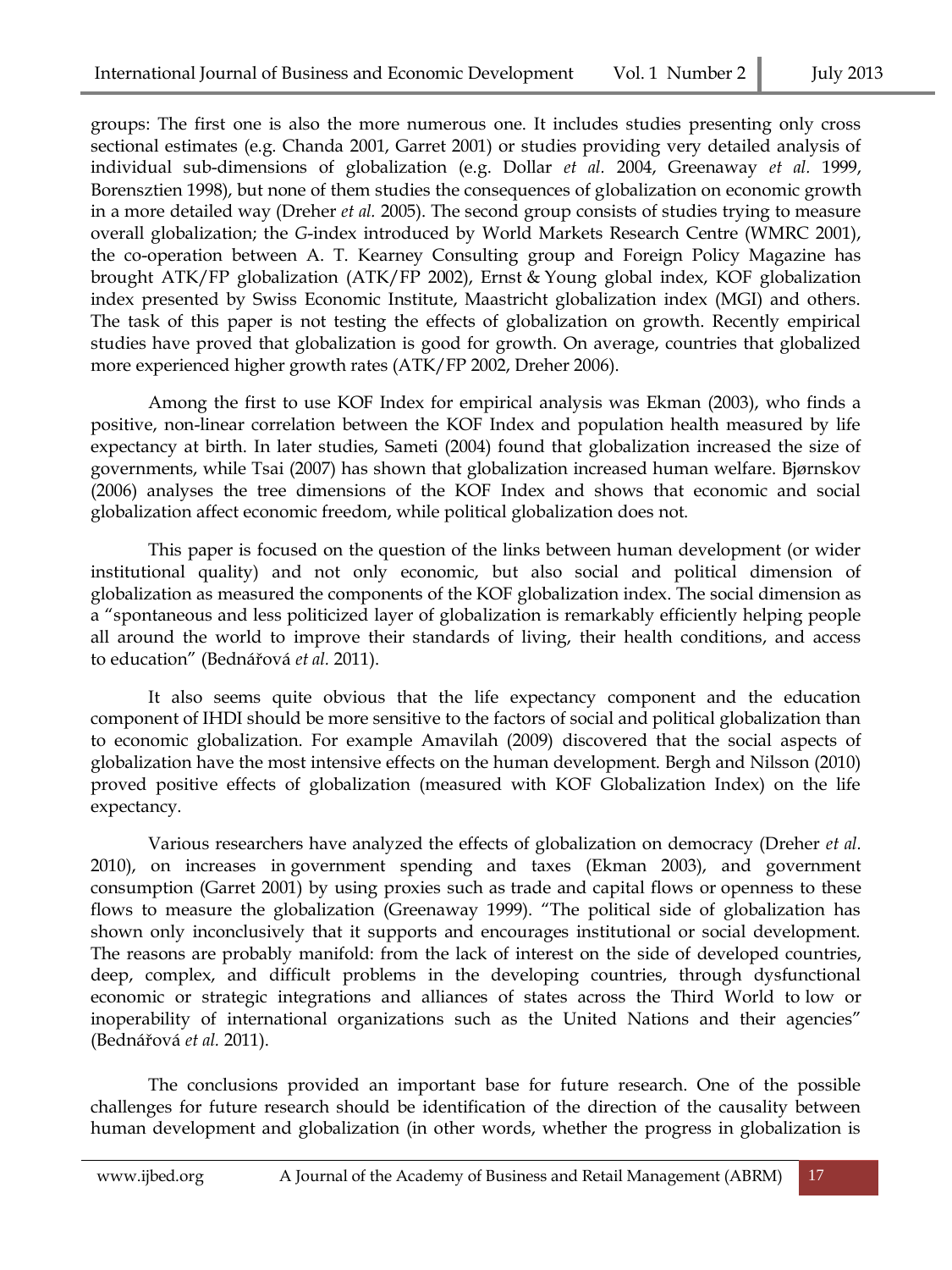groups: The first one is also the more numerous one. It includes studies presenting only cross sectional estimates (e.g. Chanda 2001, Garret 2001) or studies providing very detailed analysis of individual sub-dimensions of globalization (e.g. Dollar *et al.* 2004, Greenaway *et al.* 1999, Borensztien 1998), but none of them studies the consequences of globalization on economic growth in a more detailed way (Dreher *et al.* 2005). The second group consists of studies trying to measure overall globalization; the *G*-index introduced by World Markets Research Centre (WMRC 2001), the co-operation between A. T. Kearney Consulting group and Foreign Policy Magazine has brought ATK/FP globalization (ATK/FP 2002), Ernst & Young global index, KOF globalization index presented by Swiss Economic Institute, Maastricht globalization index (MGI) and others. The task of this paper is not testing the effects of globalization on growth. Recently empirical studies have proved that globalization is good for growth. On average, countries that globalized more experienced higher growth rates (ATK/FP 2002, Dreher 2006).

Among the first to use KOF Index for empirical analysis was Ekman (2003), who finds a positive, non-linear correlation between the KOF Index and population health measured by life expectancy at birth. In later studies, Sameti (2004) found that globalization increased the size of governments, while Tsai (2007) has shown that globalization increased human welfare. Bjørnskov (2006) analyses the tree dimensions of the KOF Index and shows that economic and social globalization affect economic freedom, while political globalization does not.

This paper is focused on the question of the links between human development (or wider institutional quality) and not only economic, but also social and political dimension of globalization as measured the components of the KOF globalization index. The social dimension as a "spontaneous and less politicized layer of globalization is remarkably efficiently helping people all around the world to improve their standards of living, their health conditions, and access to education" (Bednářová *et al.* 2011).

It also seems quite obvious that the life expectancy component and the education component of IHDI should be more sensitive to the factors of social and political globalization than to economic globalization. For example Amavilah (2009) discovered that the social aspects of globalization have the most intensive effects on the human development. Bergh and Nilsson (2010) proved positive effects of globalization (measured with KOF Globalization Index) on the life expectancy.

Various researchers have analyzed the effects of globalization on democracy (Dreher *et al.* 2010), on increases in government spending and taxes (Ekman 2003), and government consumption (Garret 2001) by using proxies such as trade and capital flows or openness to these flows to measure the globalization (Greenaway 1999). "The political side of globalization has shown only inconclusively that it supports and encourages institutional or social development. The reasons are probably manifold: from the lack of interest on the side of developed countries, deep, complex, and difficult problems in the developing countries, through dysfunctional economic or strategic integrations and alliances of states across the Third World to low or inoperability of international organizations such as the United Nations and their agencies" (Bednářová *et al.* 2011).

The conclusions provided an important base for future research. One of the possible challenges for future research should be identification of the direction of the causality between human development and globalization (in other words, whether the progress in globalization is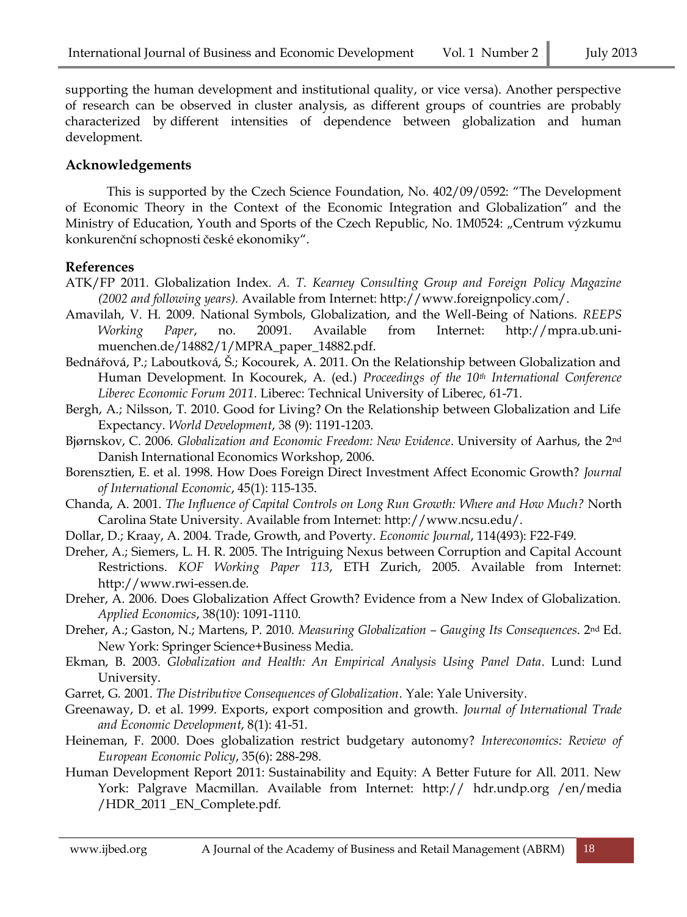supporting the human development and institutional quality, or vice versa). Another perspective of research can be observed in cluster analysis, as different groups of countries are probably characterized by different intensities of dependence between globalization and human development.

### Acknowledgements

This is supported by the Czech Science Foundation, No. 402/09/0592: "The Development of Economic Theory in the Context of the Economic Integration and Globalization" and the Ministry of Education, Youth and Sports of the Czech Republic, No. 1M0524: „Centrum výzkumu konkurenční schopnosti české ekonomiky".

### References

ATK/FP 2011. Globalization Index. *A. T. Kearney Consulting Group and Foreign Policy Magazine (2002 and following years).* Available from Internet: http://www.foreignpolicy.com/.

Amavilah, V. H. 2009. National Symbols, Globalization, and the Well-Being of Nations. *REEPS Working Paper*, no. 20091. Available from Internet: http://mpra.ub.uni-muenchen.de/14882/1/MPRA_paper_14882.pdf.

Bednářová, P.; Laboutková, Š.; Kocourek, A. 2011. On the Relationship between Globalization and Human Development. In Kocourek, A. (ed.) *Proceedings of the 10th International Conference Liberec Economic Forum 2011*. Liberec: Technical University of Liberec, 61-71.

Bergh, A.; Nilsson, T. 2010. Good for Living? On the Relationship between Globalization and Life Expectancy. *World Development*, 38 (9): 1191-1203.

Bjørnskov, C. 2006. *Globalization and Economic Freedom: New Evidence*. University of Aarhus, the 2nd Danish International Economics Workshop, 2006.

Borensztien, E. et al. 1998. How Does Foreign Direct Investment Affect Economic Growth? *Journal of International Economic*, 45(1): 115-135.

Chanda, A. 2001. *The Influence of Capital Controls on Long Run Growth: Where and How Much?* North Carolina State University. Available from Internet: http://www.ncsu.edu/.

Dollar, D.; Kraay, A. 2004. Trade, Growth, and Poverty. *Economic Journal*, 114(493): F22-F49.

Dreher, A.; Siemers, L. H. R. 2005. The Intriguing Nexus between Corruption and Capital Account Restrictions. *KOF Working Paper 113*, ETH Zurich, 2005. Available from Internet: http://www.rwi-essen.de.

Dreher, A. 2006. Does Globalization Affect Growth? Evidence from a New Index of Globalization. *Applied Economics*, 38(10): 1091-1110.

Dreher, A.; Gaston, N.; Martens, P. 2010. *Measuring Globalization – Gauging Its Consequences*. 2nd Ed. New York: Springer Science+Business Media.

Ekman, B. 2003. *Globalization and Health: An Empirical Analysis Using Panel Data*. Lund: Lund University.

Garret, G. 2001. *The Distributive Consequences of Globalization*. Yale: Yale University.

Greenaway, D. et al. 1999. Exports, export composition and growth. *Journal of International Trade and Economic Development*, 8(1): 41-51.

Heineman, F. 2000. Does globalization restrict budgetary autonomy? *Intereconomics: Review of European Economic Policy*, 35(6): 288-298.

Human Development Report 2011: Sustainability and Equity: A Better Future for All. 2011. New York: Palgrave Macmillan. Available from Internet: http:// hdr.undp.org /en/media /HDR_2011 _EN_Complete.pdf.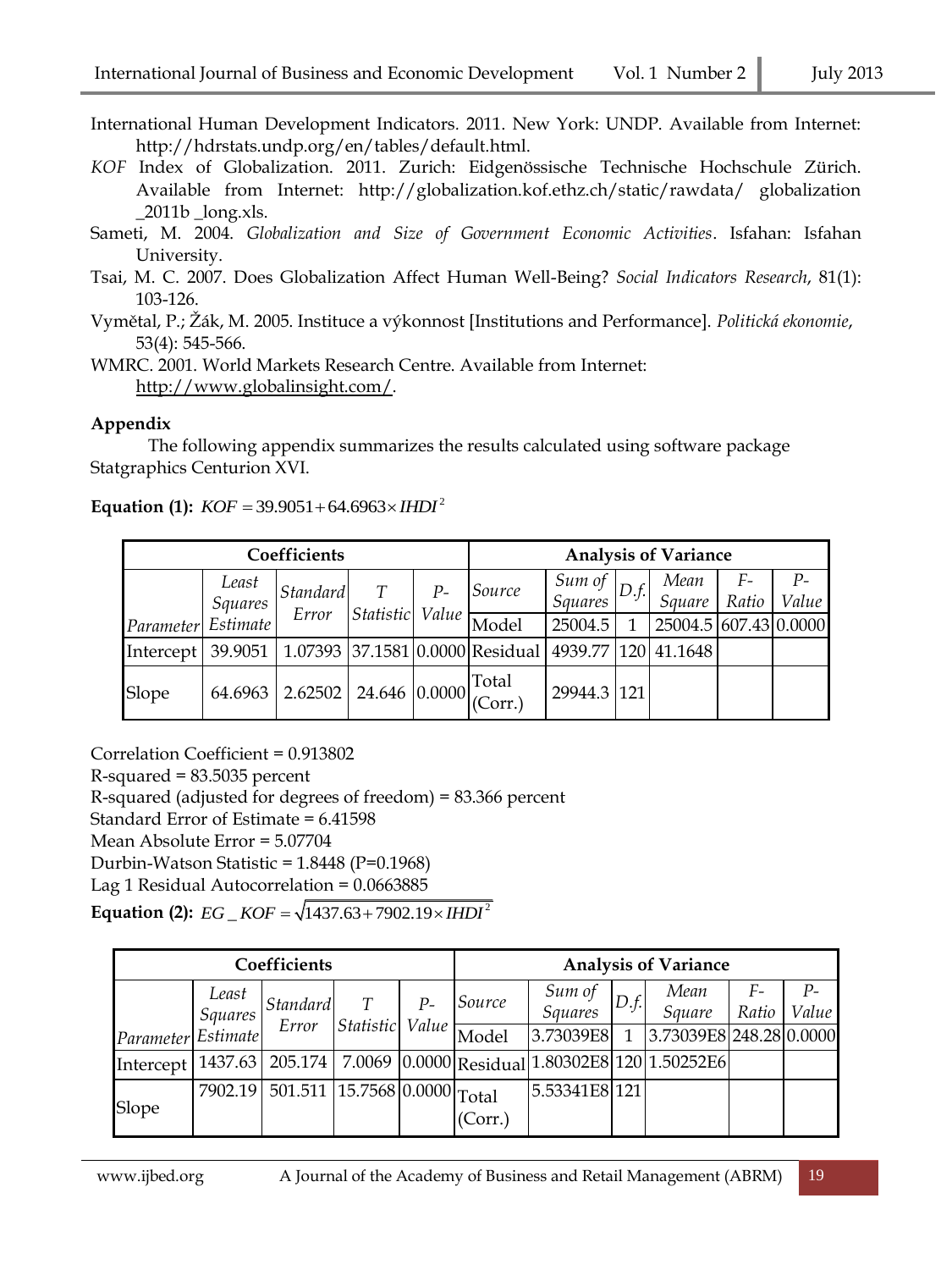International Human Development Indicators. 2011. New York: UNDP. Available from Internet: http://hdrstats.undp.org/en/tables/default.html.

*KOF* Index of Globalization. 2011. Zurich: Eidgenössische Technische Hochschule Zürich. Available from Internet: http://globalization.kof.ethz.ch/static/rawdata/ globalization _2011b _long.xls.

Sameti, M. 2004. *Globalization and Size of Government Economic Activities*. Isfahan: Isfahan University.

Tsai, M. C. 2007. Does Globalization Affect Human Well-Being? *Social Indicators Research*, 81(1): 103-126.

Vymětal, P.; Žák, M. 2005. Instituce a výkonnost [Institutions and Performance]. *Politická ekonomie*, 53(4): 545-566.

WMRC. 2001. World Markets Research Centre. Available from Internet: http://www.globalinsight.com/.

**Appendix**

The following appendix summarizes the results calculated using software package Statgraphics Centurion XVI.

**Equation (1):** $KOF = 39.9051 + 64.6963 \times IHDI^2$

| Coefficients | | | | | Analysis of Variance | | | | | |
|---|---|---|---|---|---|---|---|---|---|---|
| *Parameter* | *Least Squares Estimate* | *Standard Error* | *T Statistic* | *P-Value* | *Source* | *Sum of Squares* | *D.f.* | *Mean Square* | *F-Ratio* | *P-Value* |
| | | | | | Model | 25004.5 | 1 | 25004.5 | 607.43 | 0.0000 |
| Intercept | 39.9051 | 1.07393 | 37.1581 | 0.0000 | Residual | 4939.77 | 120 | 41.1648 | | |
| Slope | 64.6963 | 2.62502 | 24.646 | 0.0000 | Total (Corr.) | 29944.3 | 121 | | | |

Correlation Coefficient = 0.913802
R-squared = 83.5035 percent
R-squared (adjusted for degrees of freedom) = 83.366 percent
Standard Error of Estimate = 6.41598
Mean Absolute Error = 5.07704
Durbin-Watson Statistic = 1.8448 (P=0.1968)
Lag 1 Residual Autocorrelation = 0.0663885

**Equation (2):** $EG\_KOF = \sqrt{1437.63 + 7902.19 \times IHDI^2}$

| Coefficients | | | | | Analysis of Variance | | | | | |
|---|---|---|---|---|---|---|---|---|---|---|
| *Parameter* | *Least Squares Estimate* | *Standard Error* | *T Statistic* | *P-Value* | *Source* | *Sum of Squares* | *D.f.* | *Mean Square* | *F-Ratio* | *P-Value* |
| | | | | | Model | 3.73039E8 | 1 | 3.73039E8 | 248.28 | 0.0000 |
| Intercept | 1437.63 | 205.174 | 7.0069 | 0.0000 | Residual | 1.80302E8 | 120 | 1.50252E6 | | |
| Slope | 7902.19 | 501.511 | 15.7568 | 0.0000 | Total (Corr.) | 5.53341E8 | 121 | | | |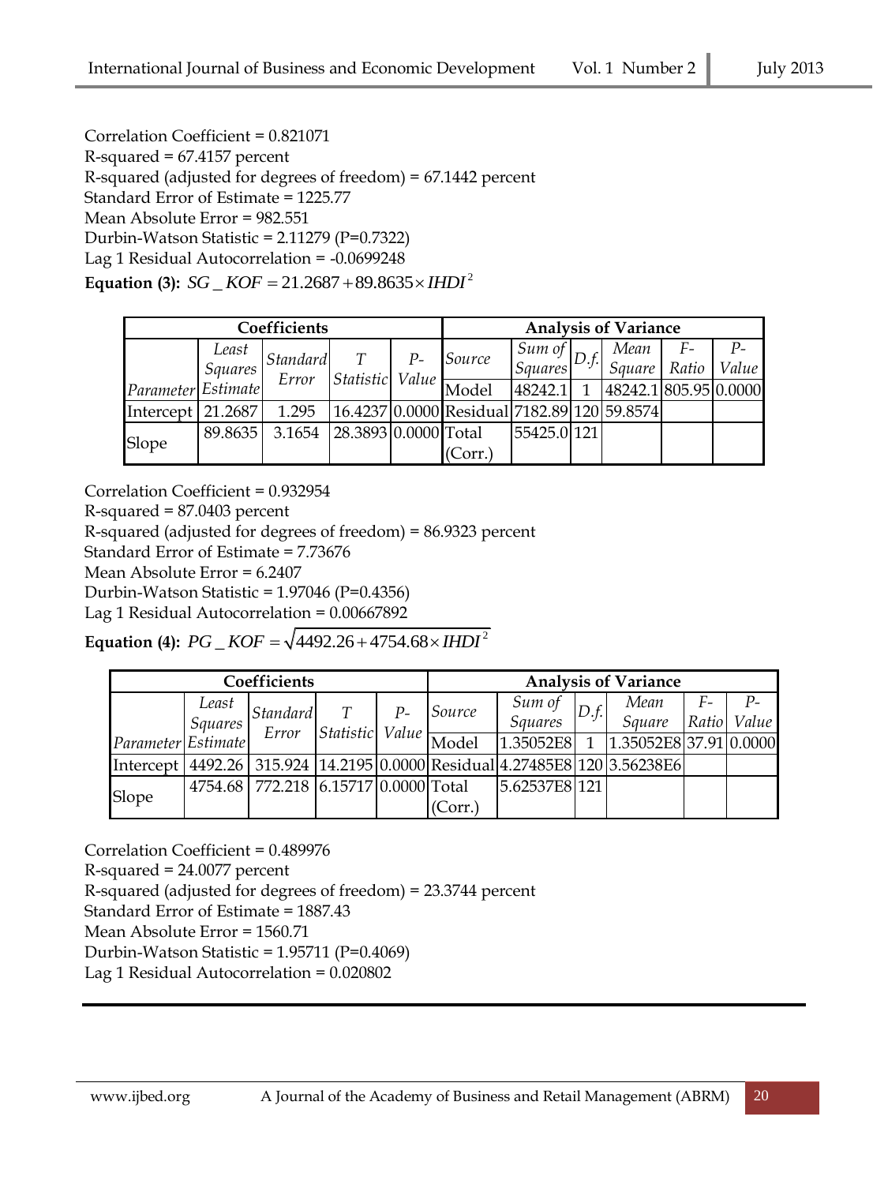Correlation Coefficient = 0.821071
R-squared = 67.4157 percent
R-squared (adjusted for degrees of freedom) = 67.1442 percent
Standard Error of Estimate = 1225.77
Mean Absolute Error = 982.551
Durbin-Watson Statistic = 2.11279 (P=0.7322)
Lag 1 Residual Autocorrelation = -0.0699248

**Equation (3):** $SG\_KOF = 21.2687 + 89.8635 \times IHDI^2$

| Coefficients | | | | | Analysis of Variance | | | | | |
|---|---|---|---|---|---|---|---|---|---|---|
| *Parameter* | *Least Squares Estimate* | *Standard Error* | *T Statistic* | *P-Value* | *Source* | *Sum of Squares* | *D.f.* | *Mean Square* | *F-Ratio* | *P-Value* |
| | | | | | Model | 48242.1 | 1 | 48242.1 | 805.95 | 0.0000 |
| Intercept | 21.2687 | 1.295 | 16.4237 | 0.0000 | Residual | 7182.89 | 120 | 59.8574 | | |
| Slope | 89.8635 | 3.1654 | 28.3893 | 0.0000 | Total (Corr.) | 55425.0 | 121 | | | |

Correlation Coefficient = 0.932954
R-squared = 87.0403 percent
R-squared (adjusted for degrees of freedom) = 86.9323 percent
Standard Error of Estimate = 7.73676
Mean Absolute Error = 6.2407
Durbin-Watson Statistic = 1.97046 (P=0.4356)
Lag 1 Residual Autocorrelation = 0.00667892

**Equation (4):** $PG\_KOF = \sqrt{4492.26 + 4754.68 \times IHDI^2}$

| Coefficients | | | | | Analysis of Variance | | | | | |
|---|---|---|---|---|---|---|---|---|---|---|
| *Parameter* | *Least Squares Estimate* | *Standard Error* | *T Statistic* | *P-Value* | *Source* | *Sum of Squares* | *D.f.* | *Mean Square* | *F-Ratio* | *P-Value* |
| | | | | | Model | 1.35052E8 | 1 | 1.35052E8 | 37.91 | 0.0000 |
| Intercept | 4492.26 | 315.924 | 14.2195 | 0.0000 | Residual | 4.27485E8 | 120 | 3.56238E6 | | |
| Slope | 4754.68 | 772.218 | 6.15717 | 0.0000 | Total (Corr.) | 5.62537E8 | 121 | | | |

Correlation Coefficient = 0.489976
R-squared = 24.0077 percent
R-squared (adjusted for degrees of freedom) = 23.3744 percent
Standard Error of Estimate = 1887.43
Mean Absolute Error = 1560.71
Durbin-Watson Statistic = 1.95711 (P=0.4069)
Lag 1 Residual Autocorrelation = 0.020802